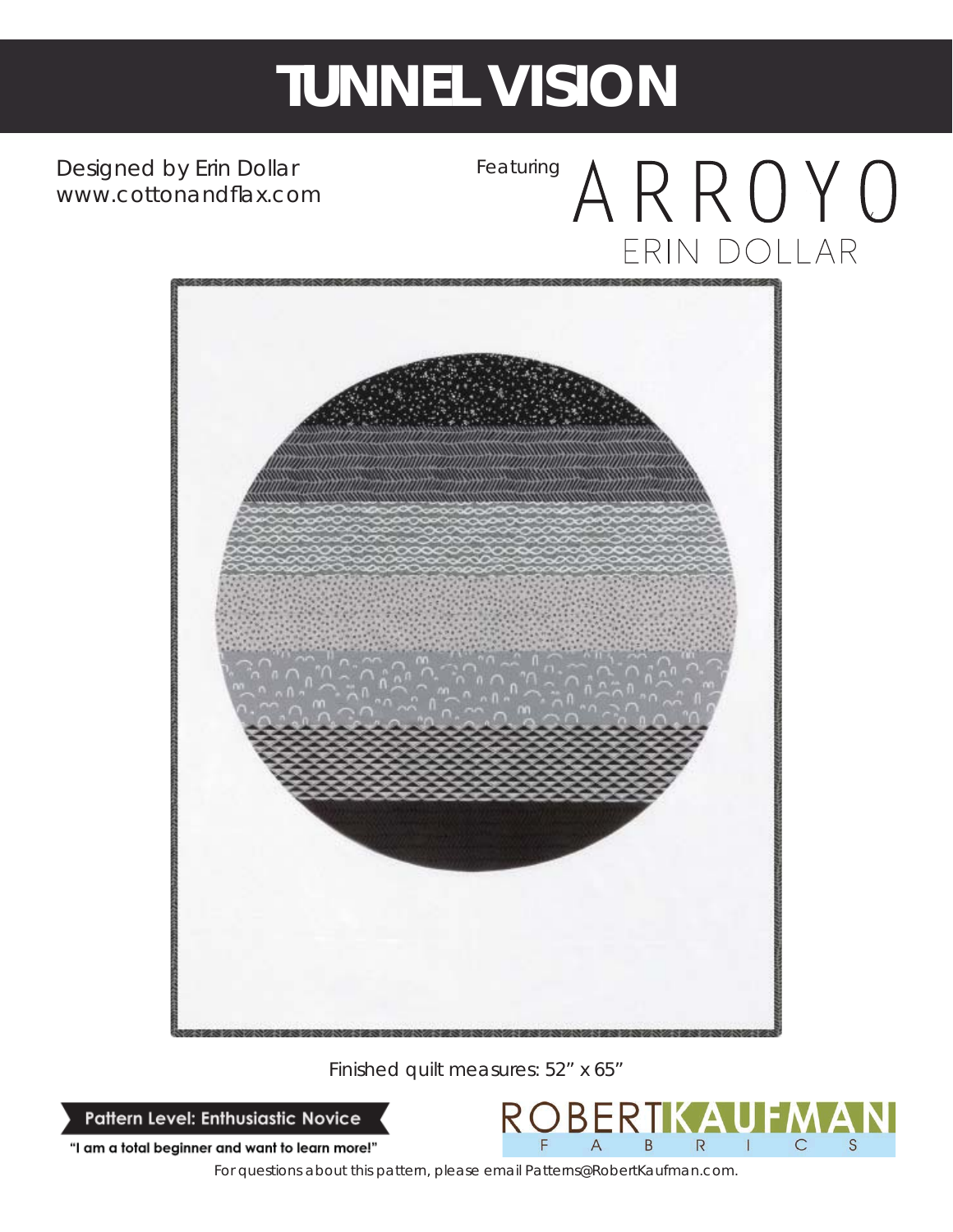# TUNNEL VISION

Designed by Erin Dollar
www.cottonandflax.com

Featuring ARROYO
ERIN DOLLAR

Finished quilt measures: 52" x 65"

**Pattern Level: Enthusiastic Novice**

"I am a total beginner and want to learn more!"

ROBERT KAUFMAN FABRICS

For questions about this pattern, please email Patterns@RobertKaufman.com.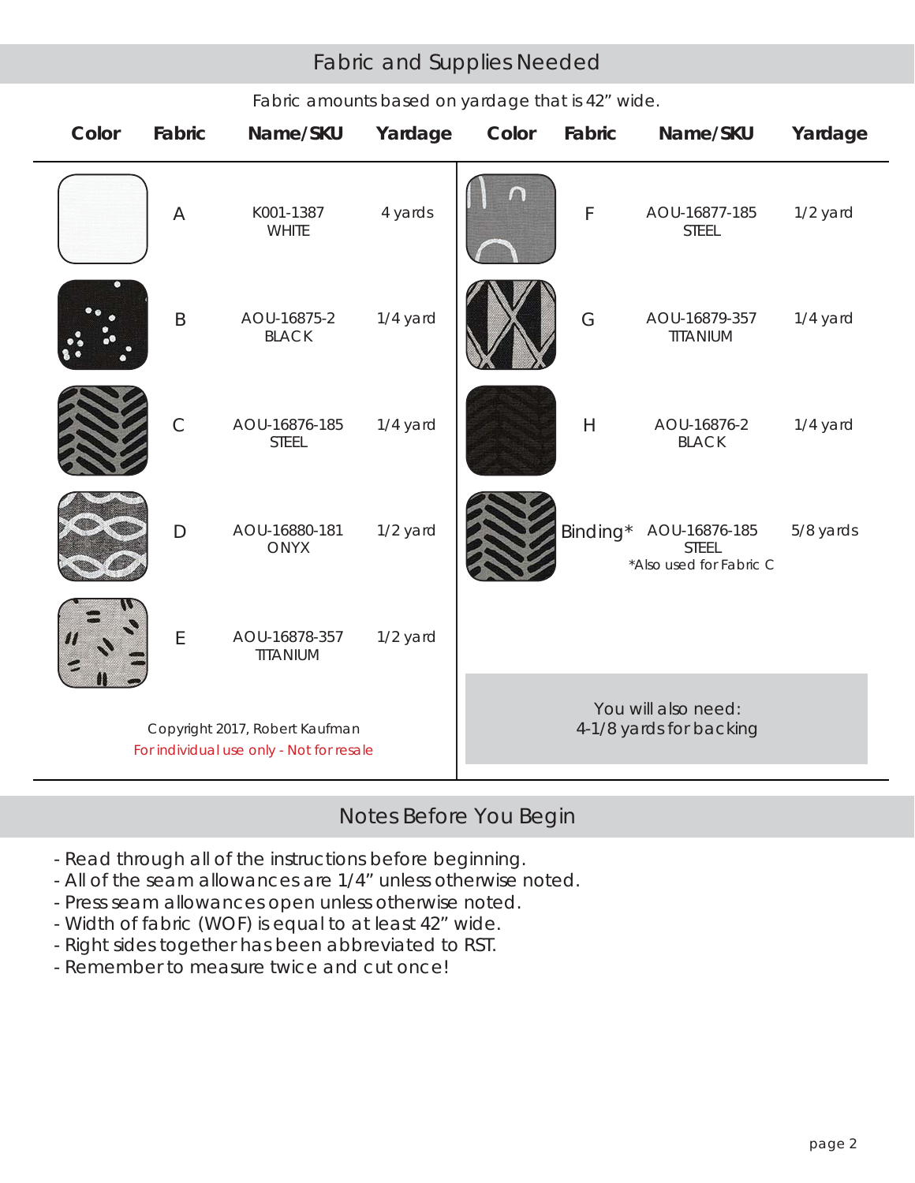## Fabric and Supplies Needed

Fabric amounts based on yardage that is 42" wide.

| Color | Fabric | Name/SKU | Yardage | Color | Fabric | Name/SKU | Yardage |
|---|---|---|---|---|---|---|---|
| | A | K001-1387 WHITE | 4 yards | | F | AOU-16877-185 STEEL | 1/2 yard |
| | B | AOU-16875-2 BLACK | 1/4 yard | | G | AOU-16879-357 TITANIUM | 1/4 yard |
| | C | AOU-16876-185 STEEL | 1/4 yard | | H | AOU-16876-2 BLACK | 1/4 yard |
| | D | AOU-16880-181 ONYX | 1/2 yard | | Binding* | AOU-16876-185 STEEL *Also used for Fabric C | 5/8 yards |
| | E | AOU-16878-357 TITANIUM | 1/2 yard | | | | |

Copyright 2017, Robert Kaufman
For individual use only - Not for resale

You will also need:
4-1/8 yards for backing

## Notes Before You Begin

- Read through all of the instructions before beginning.
- All of the seam allowances are 1/4" unless otherwise noted.
- Press seam allowances open unless otherwise noted.
- Width of fabric (WOF) is equal to at least 42" wide.
- Right sides together has been abbreviated to RST.
- Remember to measure twice and cut once!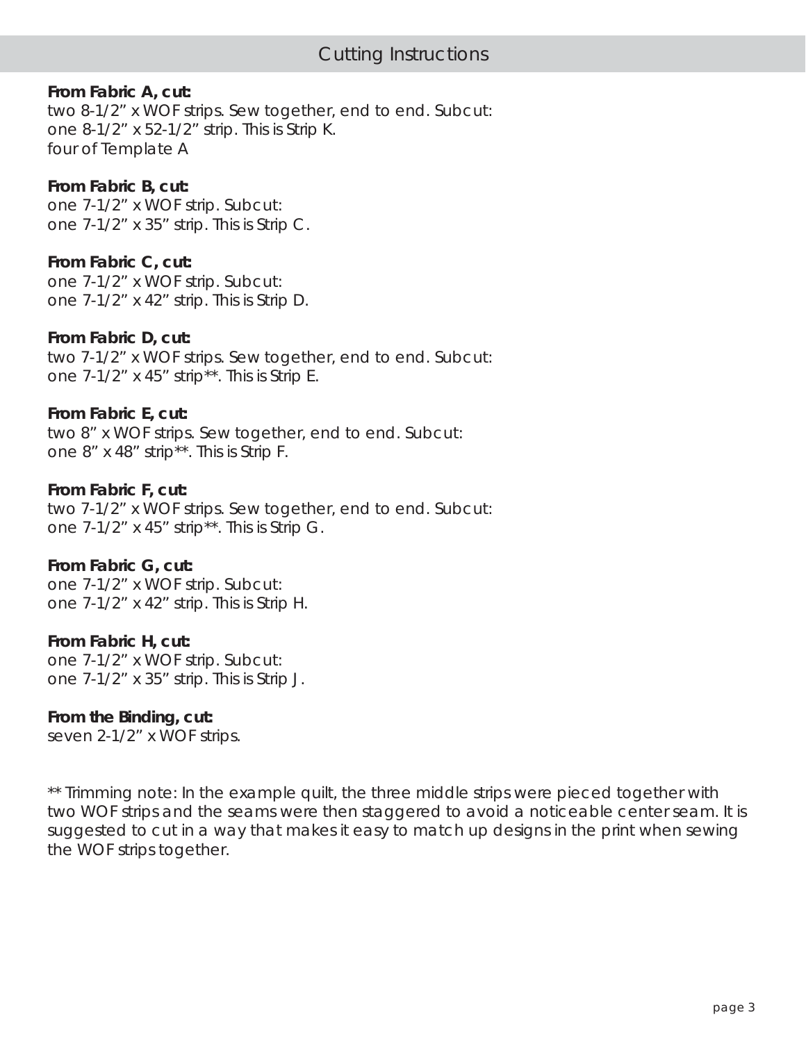## Cutting Instructions

**From Fabric A, cut:**
two 8-1/2” x WOF strips. Sew together, end to end. Subcut:
one 8-1/2” x 52-1/2” strip. This is Strip K.
four of Template A

**From Fabric B, cut:**
one 7-1/2” x WOF strip. Subcut:
one 7-1/2” x 35” strip. This is Strip C.

**From Fabric C, cut:**
one 7-1/2” x WOF strip. Subcut:
one 7-1/2” x 42” strip. This is Strip D.

**From Fabric D, cut:**
two 7-1/2” x WOF strips. Sew together, end to end. Subcut:
one 7-1/2” x 45” strip**. This is Strip E.

**From Fabric E, cut:**
two 8” x WOF strips. Sew together, end to end. Subcut:
one 8” x 48” strip**. This is Strip F.

**From Fabric F, cut:**
two 7-1/2” x WOF strips. Sew together, end to end. Subcut:
one 7-1/2” x 45” strip**. This is Strip G.

**From Fabric G, cut:**
one 7-1/2” x WOF strip. Subcut:
one 7-1/2” x 42” strip. This is Strip H.

**From Fabric H, cut:**
one 7-1/2” x WOF strip. Subcut:
one 7-1/2” x 35” strip. This is Strip J.

**From the Binding, cut:**
seven 2-1/2” x WOF strips.

** Trimming note: In the example quilt, the three middle strips were pieced together with two WOF strips and the seams were then staggered to avoid a noticeable center seam. It is suggested to cut in a way that makes it easy to match up designs in the print when sewing the WOF strips together.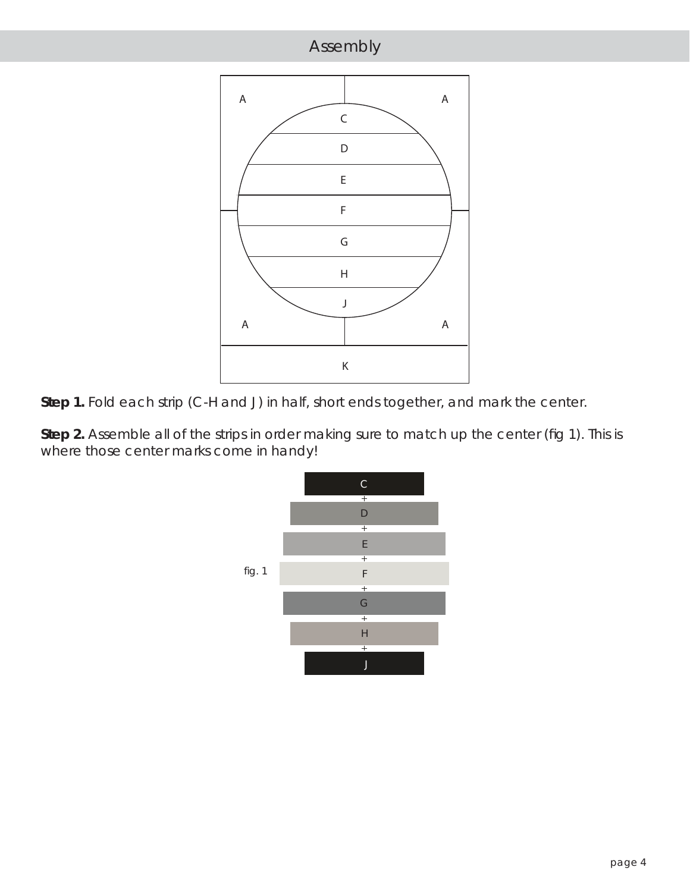## Assembly

**Step 1.** Fold each strip (C-H and J) in half, short ends together, and mark the center.

**Step 2.** Assemble all of the strips in order making sure to match up the center (fig 1). This is where those center marks come in handy!

fig. 1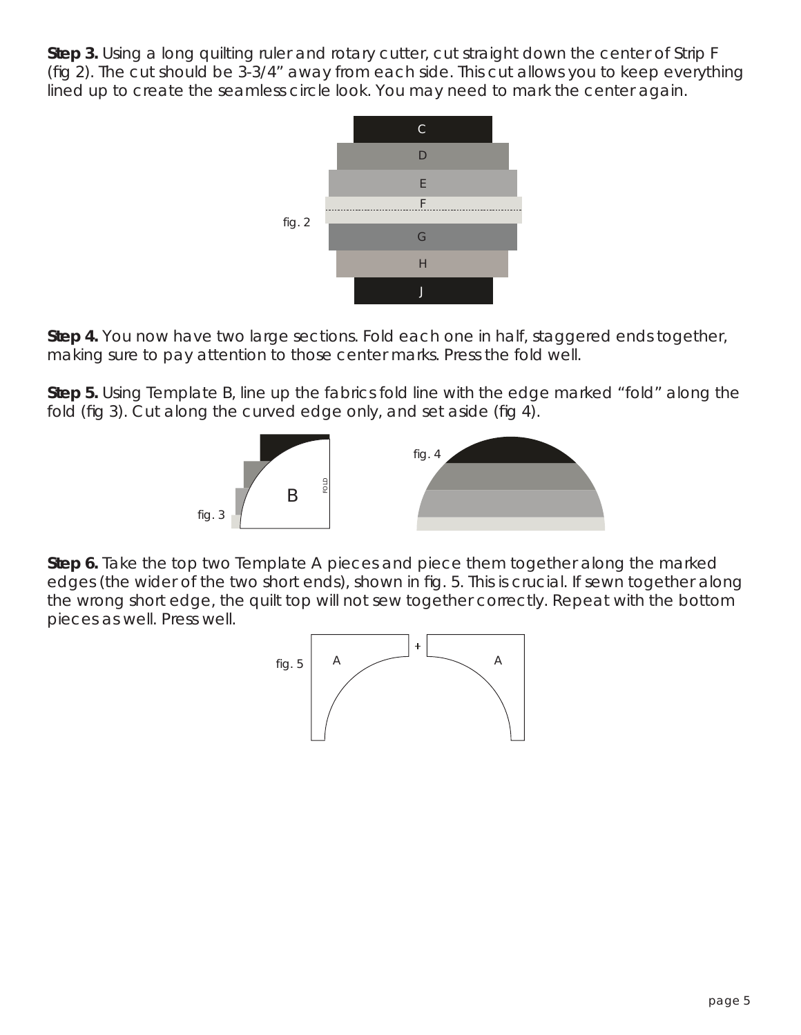**Step 3.** Using a long quilting ruler and rotary cutter, cut straight down the center of Strip F (fig 2). The cut should be 3-3/4" away from each side. This cut allows you to keep everything lined up to create the seamless circle look. You may need to mark the center again.

fig. 2

**Step 4.** You now have two large sections. Fold each one in half, staggered ends together, making sure to pay attention to those center marks. Press the fold well.

**Step 5.** Using Template B, line up the fabrics fold line with the edge marked "fold" along the fold (fig 3). Cut along the curved edge only, and set aside (fig 4).

fig. 3

fig. 4

**Step 6.** Take the top two Template A pieces and piece them together along the marked edges (the wider of the two short ends), shown in fig. 5. This is crucial. If sewn together along the wrong short edge, the quilt top will not sew together correctly. Repeat with the bottom pieces as well. Press well.

fig. 5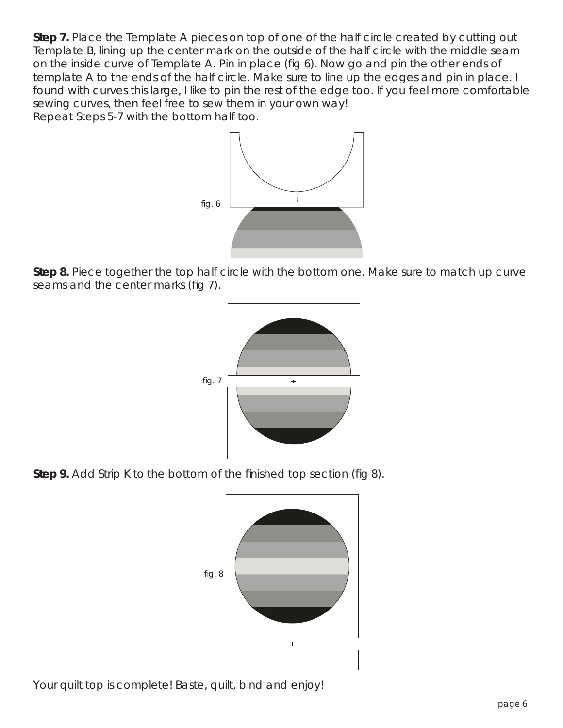**Step 7.** Place the Template A pieces on top of one of the half circle created by cutting out Template B, lining up the center mark on the outside of the half circle with the middle seam on the inside curve of Template A. Pin in place (fig 6). Now go and pin the other ends of template A to the ends of the half circle. Make sure to line up the edges and pin in place. I found with curves this large, I like to pin the rest of the edge too. If you feel more comfortable sewing curves, then feel free to sew them in your own way!
Repeat Steps 5-7 with the bottom half too.

fig. 6

**Step 8.** Piece together the top half circle with the bottom one. Make sure to match up curve seams and the center marks (fig 7).

fig. 7

**Step 9.** Add Strip K to the bottom of the finished top section (fig 8).

fig. 8

Your quilt top is complete! Baste, quilt, bind and enjoy!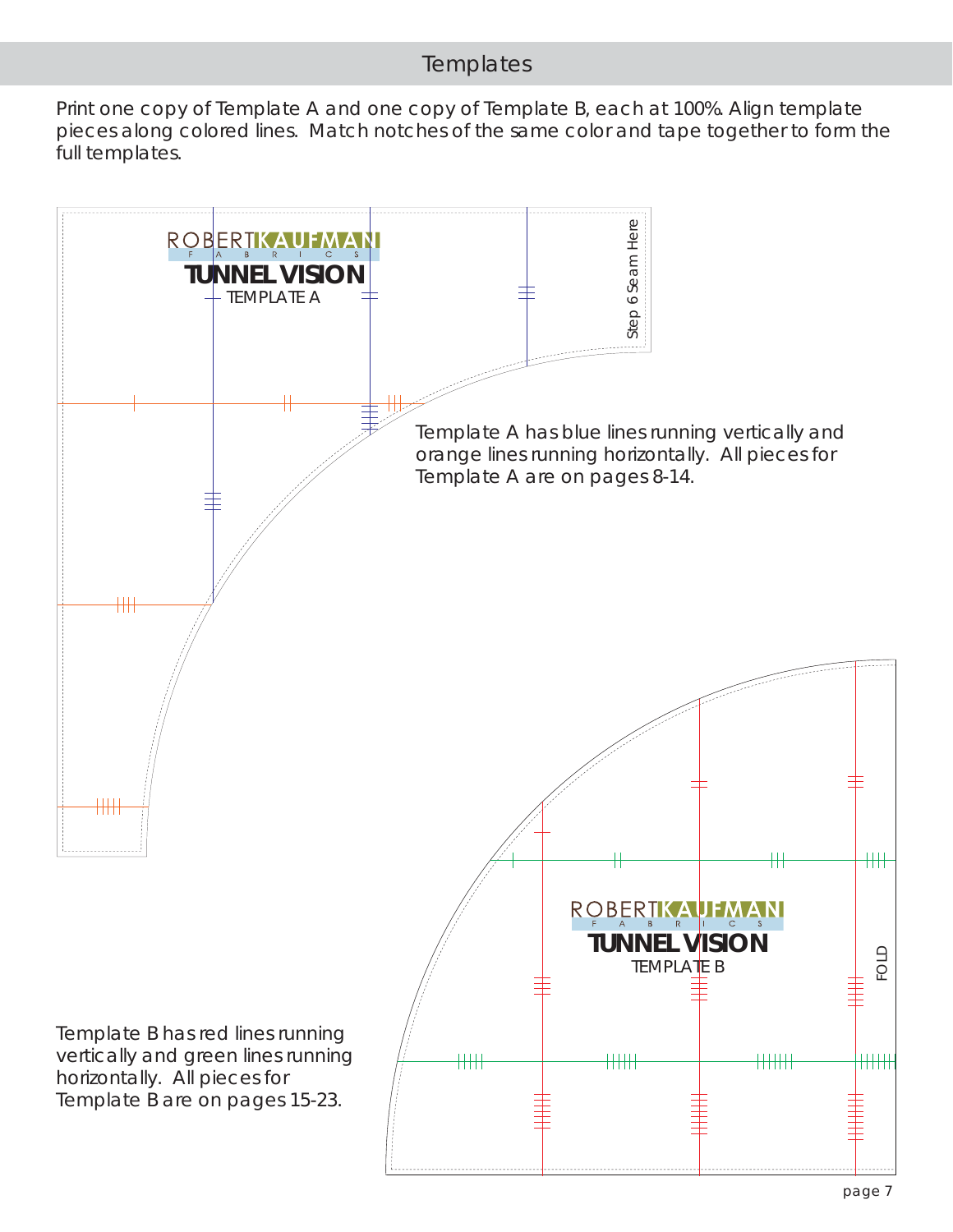# Templates

Print one copy of Template A and one copy of Template B, each at 100%. Align template pieces along colored lines. Match notches of the same color and tape together to form the full templates.

ROBERT KAUFMAN FABRICS

**TUNNEL VISION**

TEMPLATE A

Step 6 Seam Here

Template A has blue lines running vertically and orange lines running horizontally. All pieces for Template A are on pages 8-14.

ROBERT KAUFMAN FABRICS

**TUNNEL VISION**

TEMPLATE B

FOLD

Template B has red lines running vertically and green lines running horizontally. All pieces for Template B are on pages 15-23.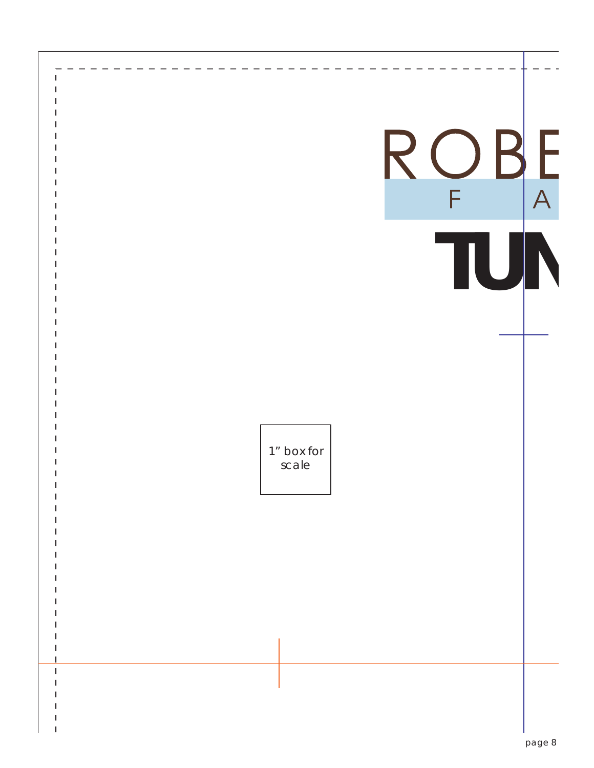ROBE

F A

TUN

1” box for scale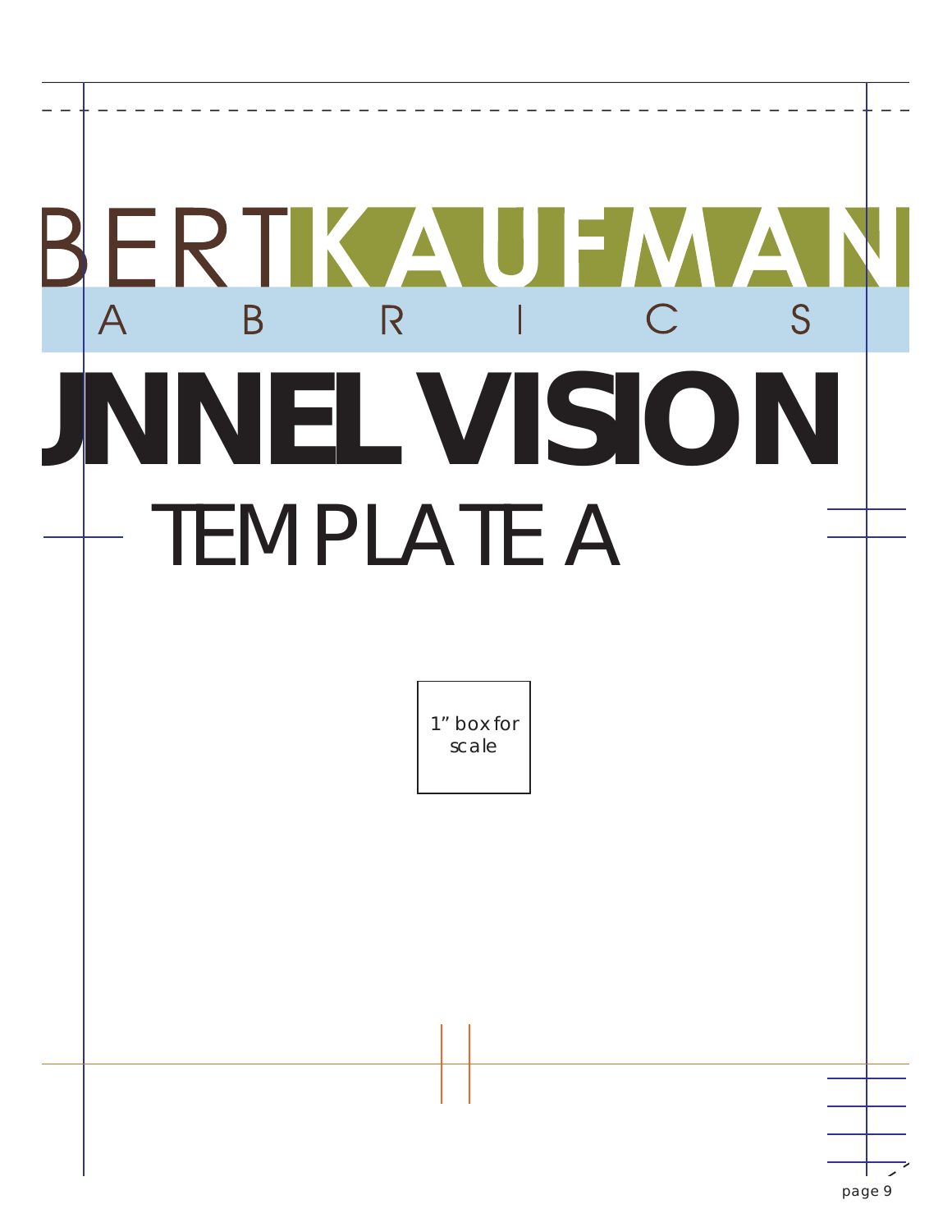BERT KAUFMAN

F A B R I C S

# TUNNEL VISION

## TEMPLATE A

1" box for scale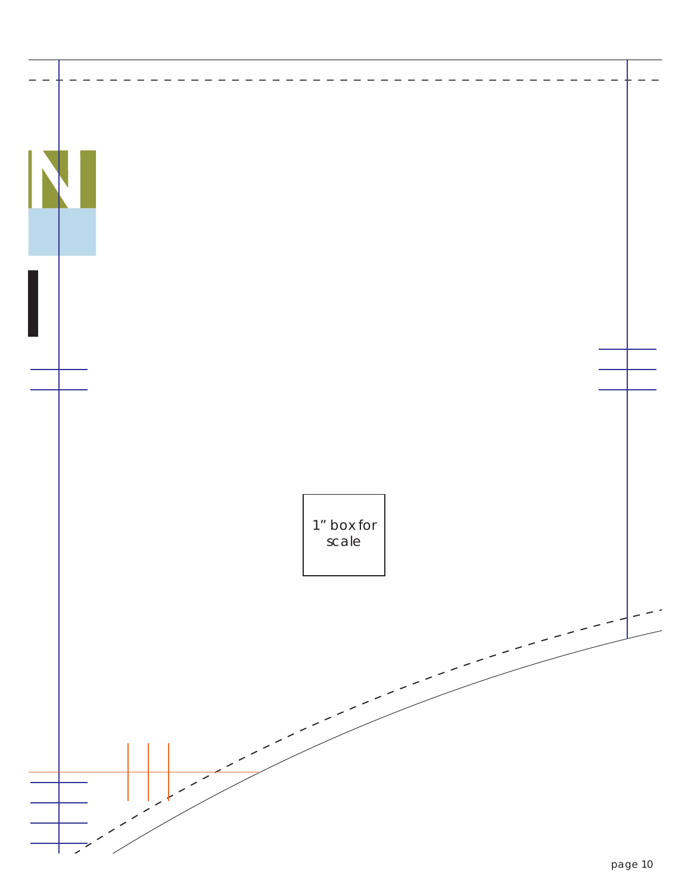1” box for scale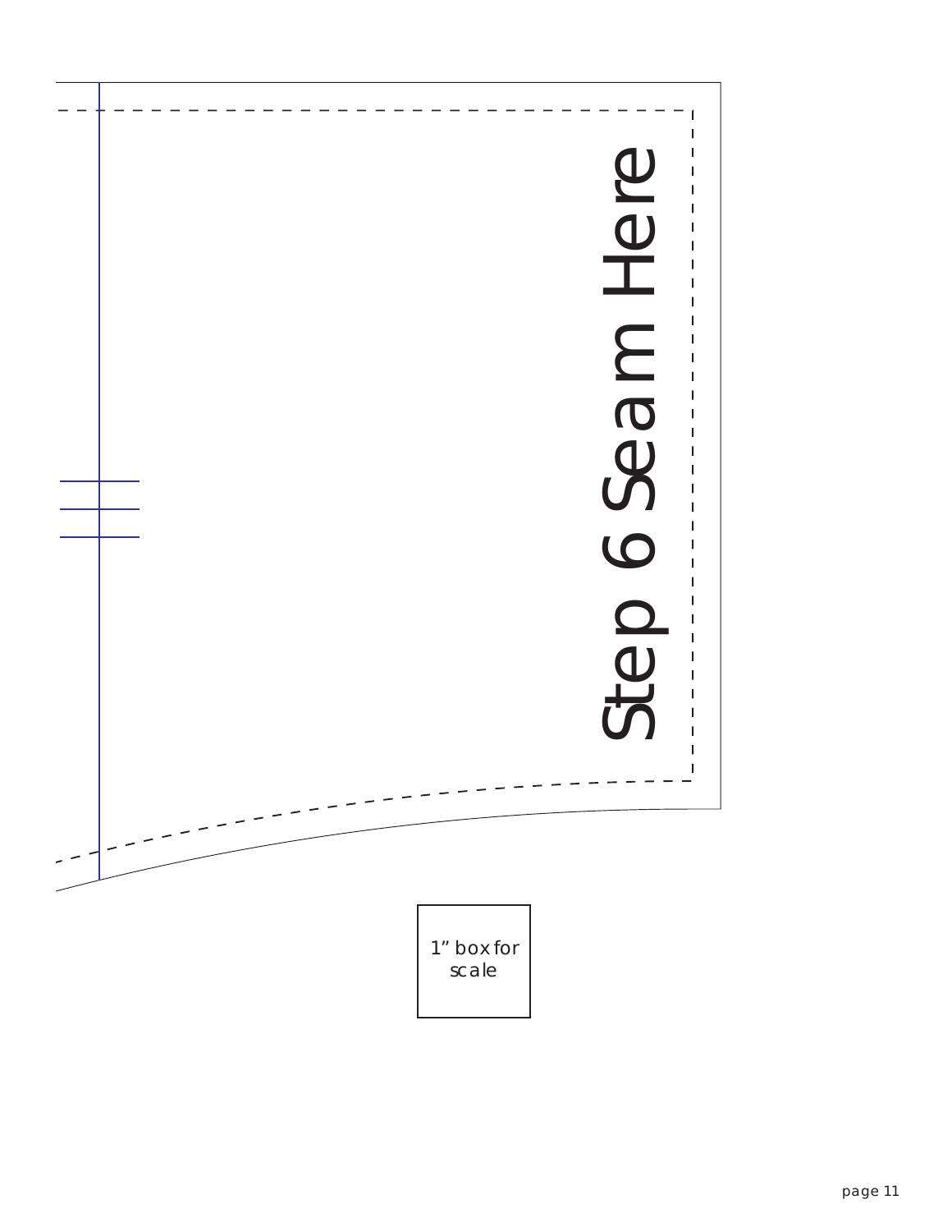Step 6 Seam Here

1” box for scale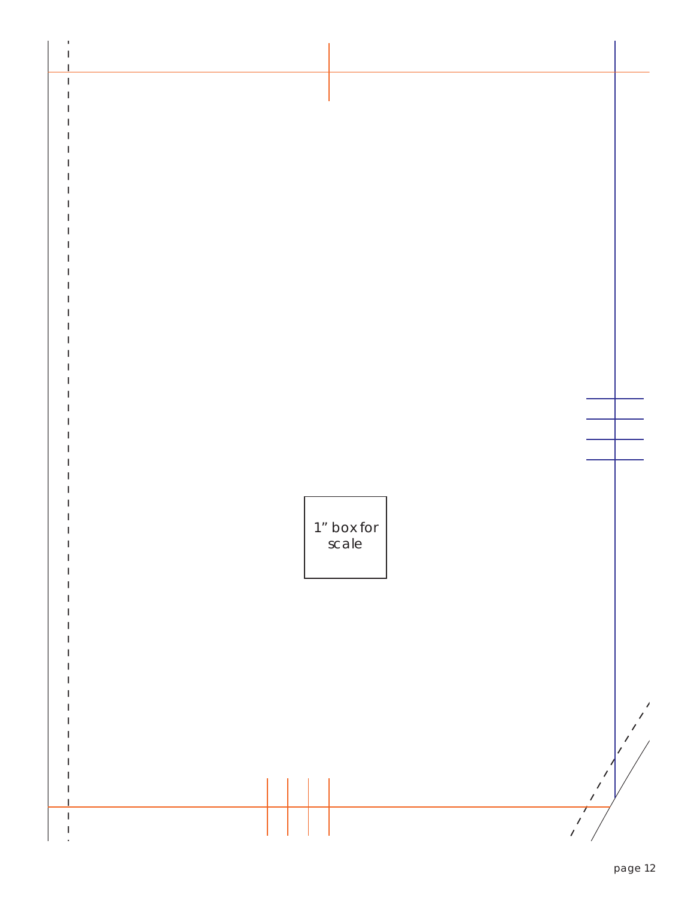1” box for scale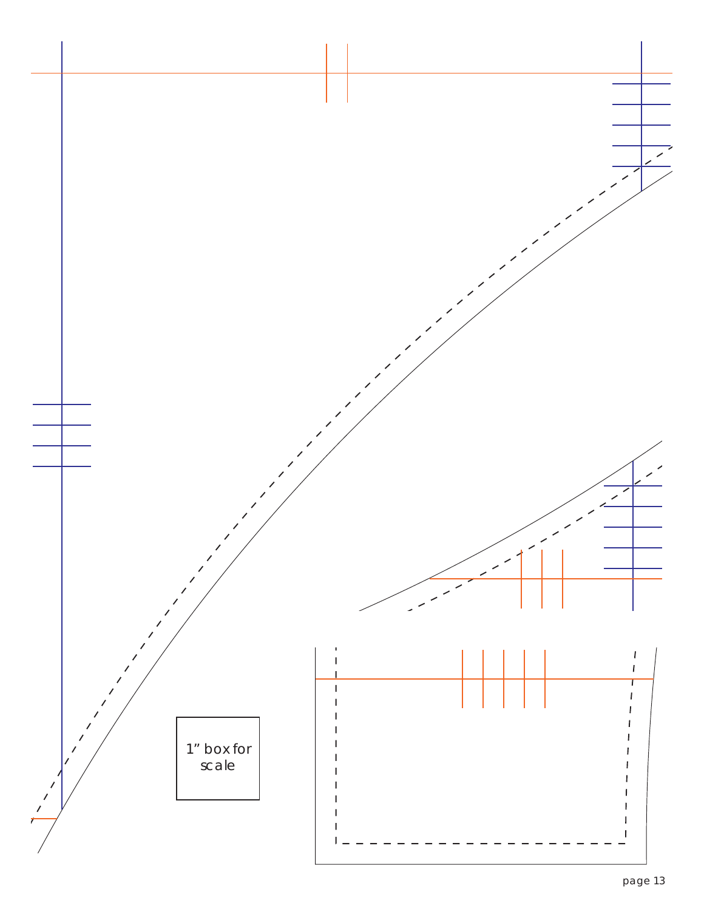1” box for scale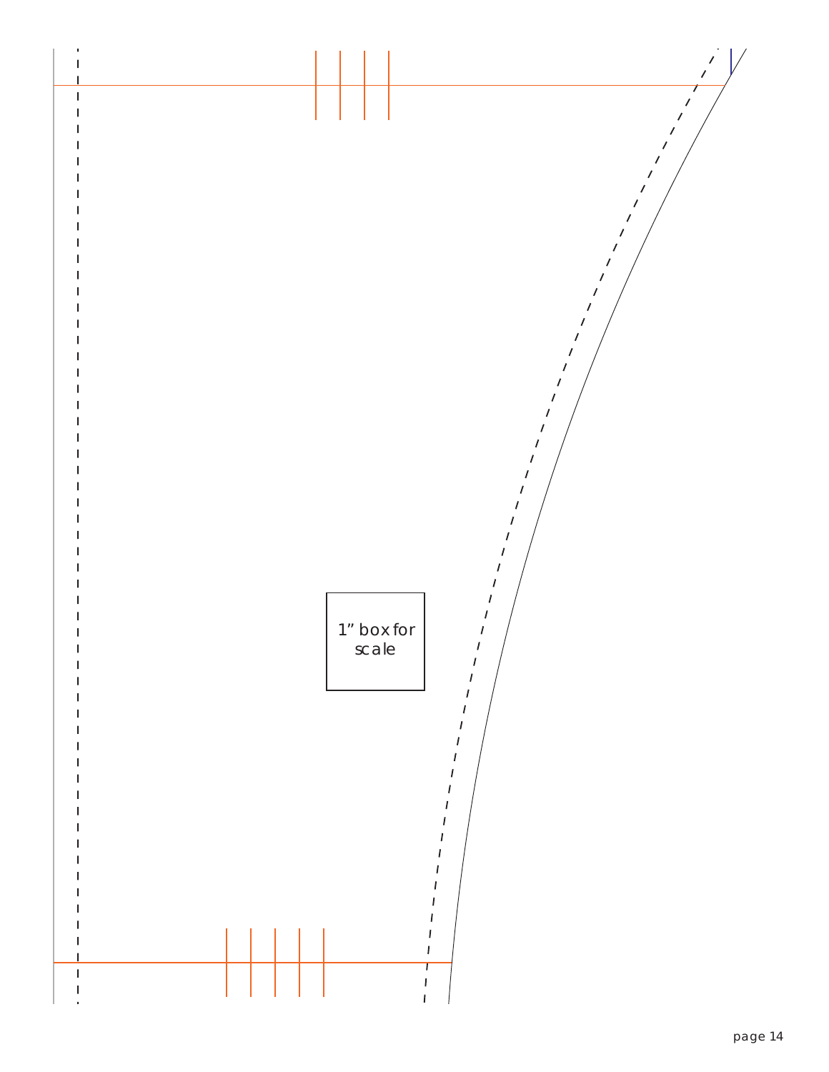1" box for scale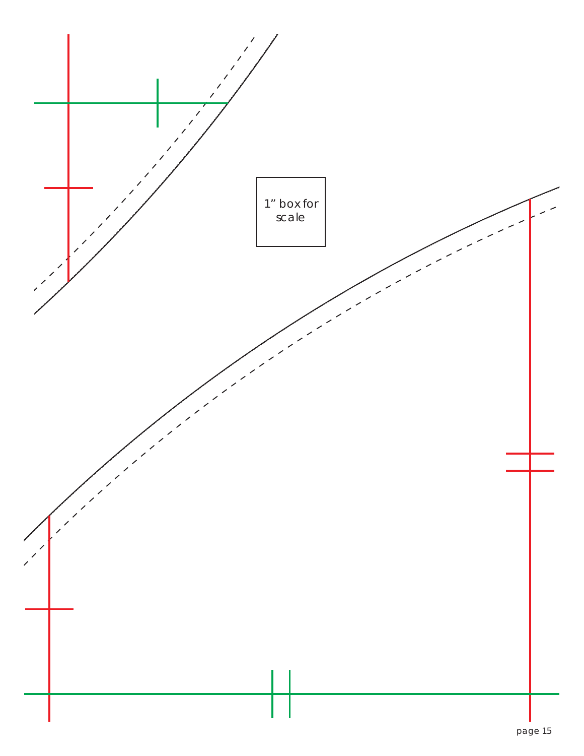1” box for scale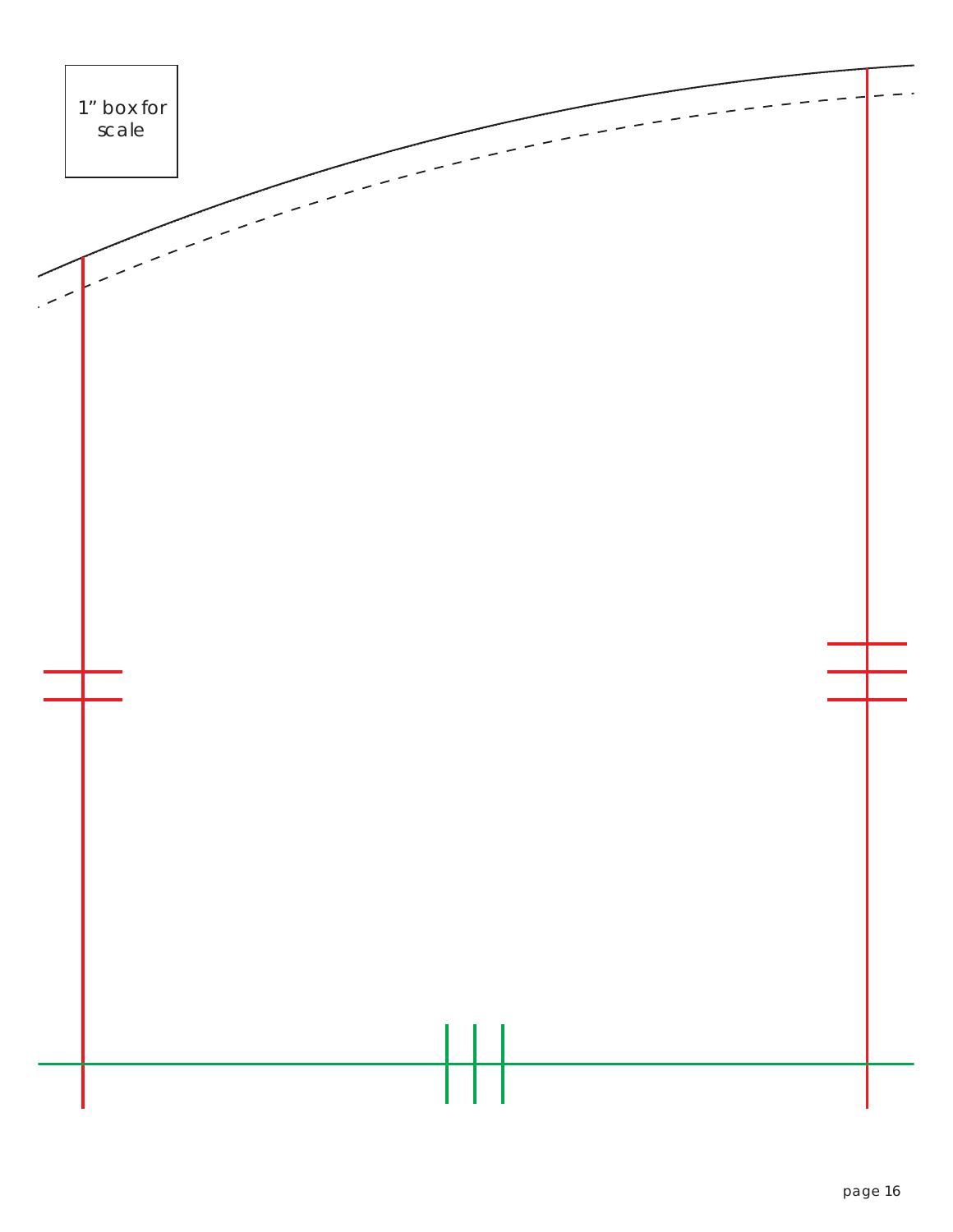1” box for scale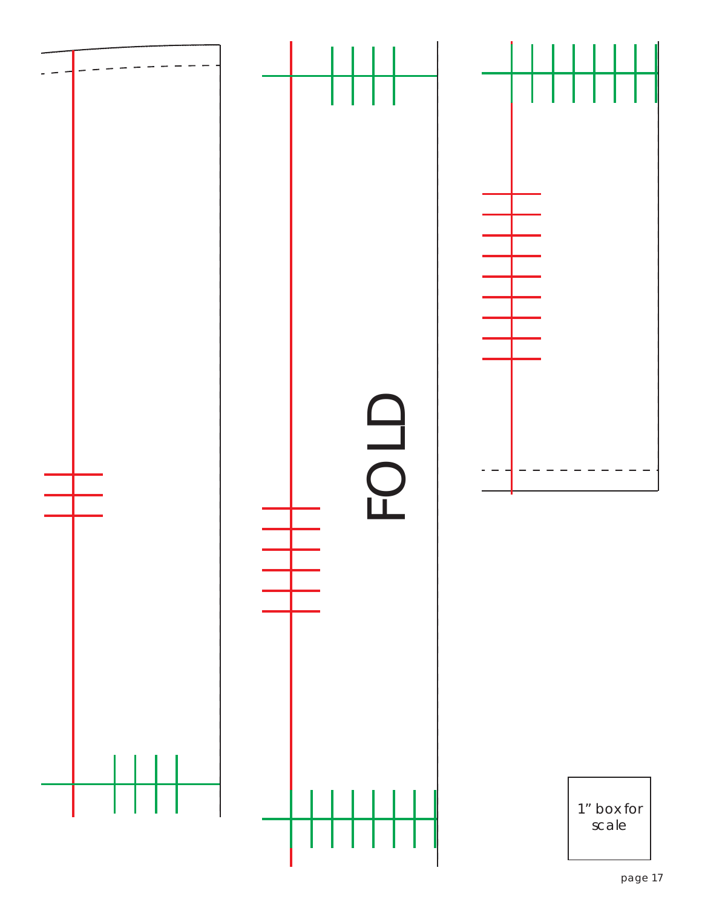FOLD

1” box for scale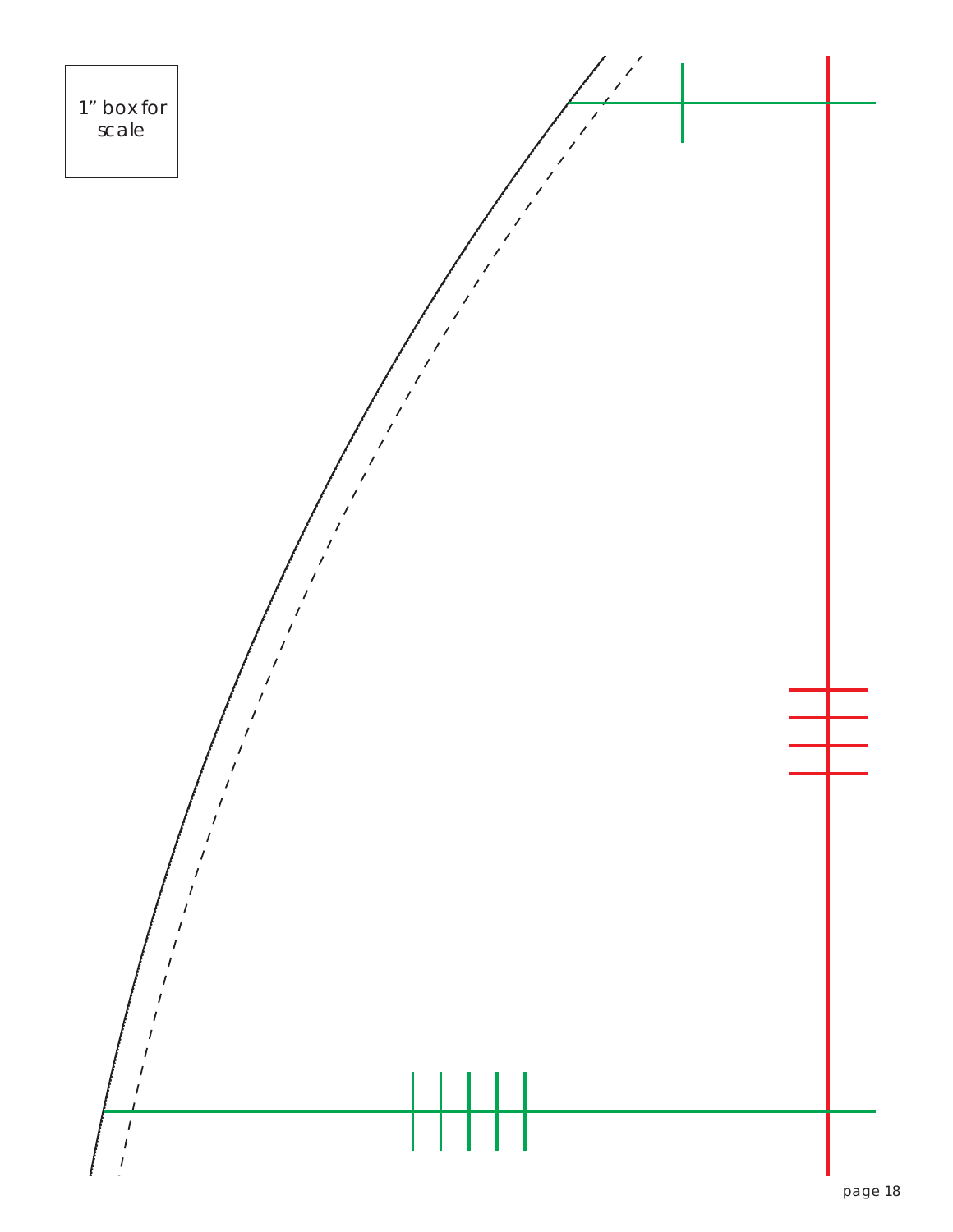1” box for scale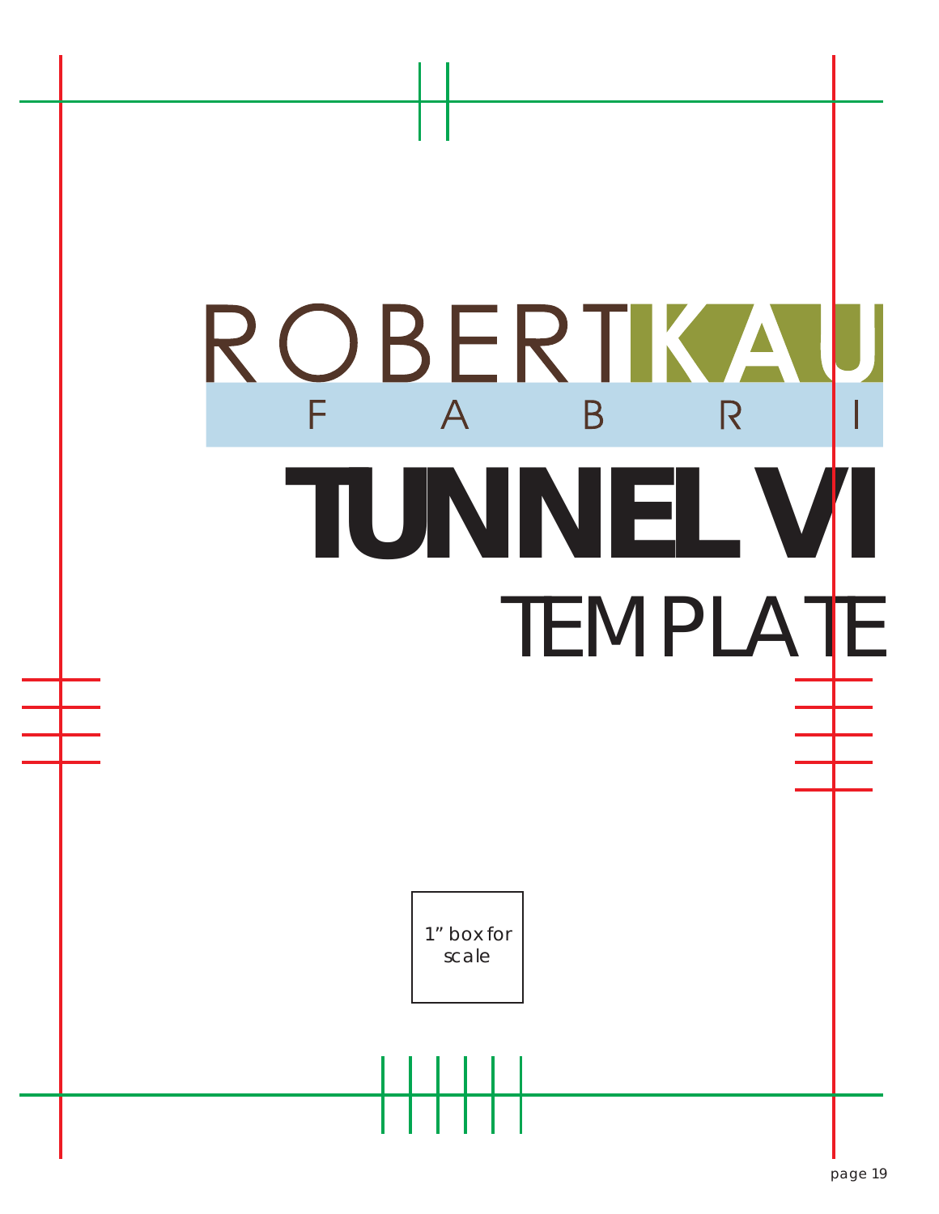ROBERT KAU

F A B R I

# TUNNEL VI

## TEMPLATE

1" box for scale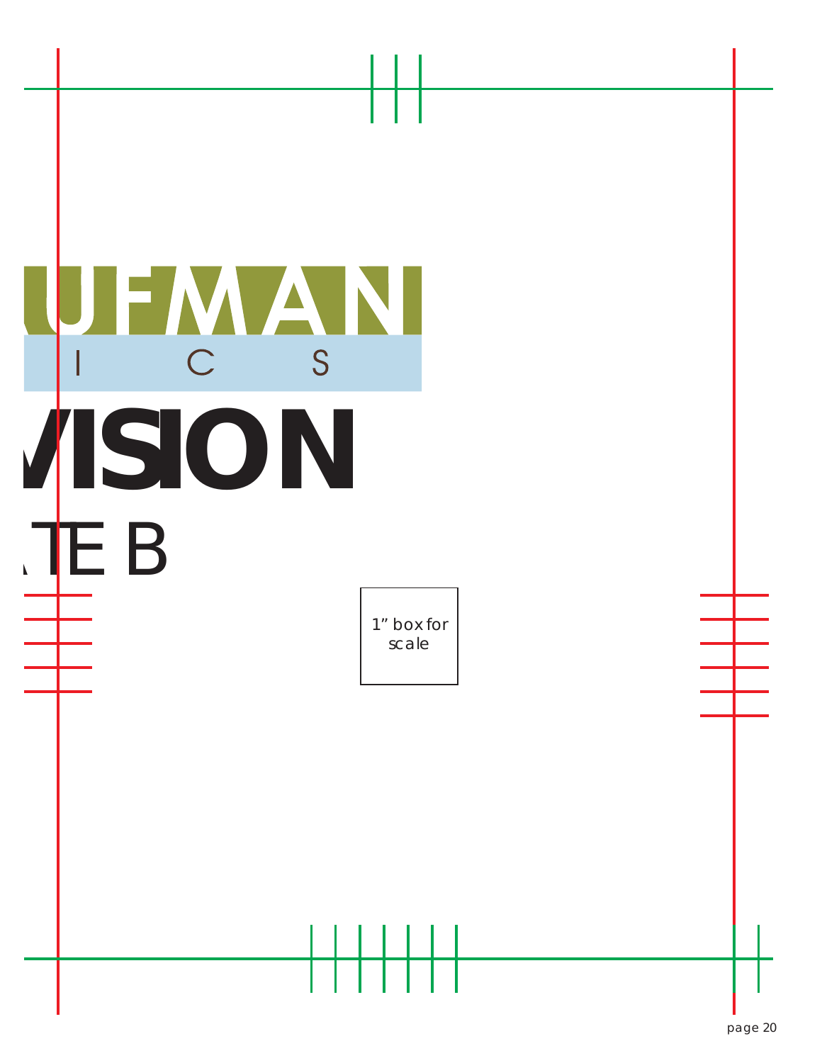UFMAN

I C S

VISION

TE B

1” box for scale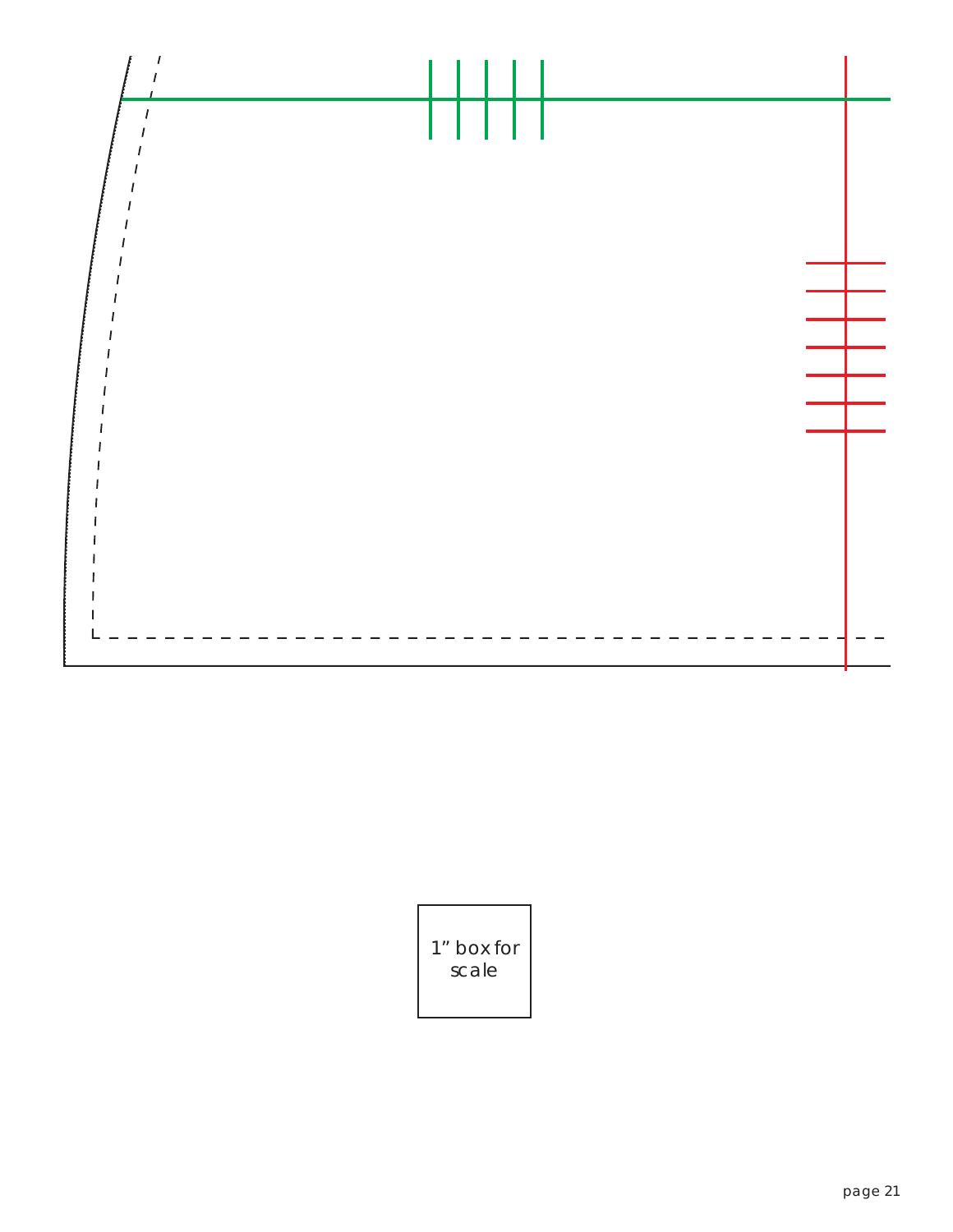1” box for scale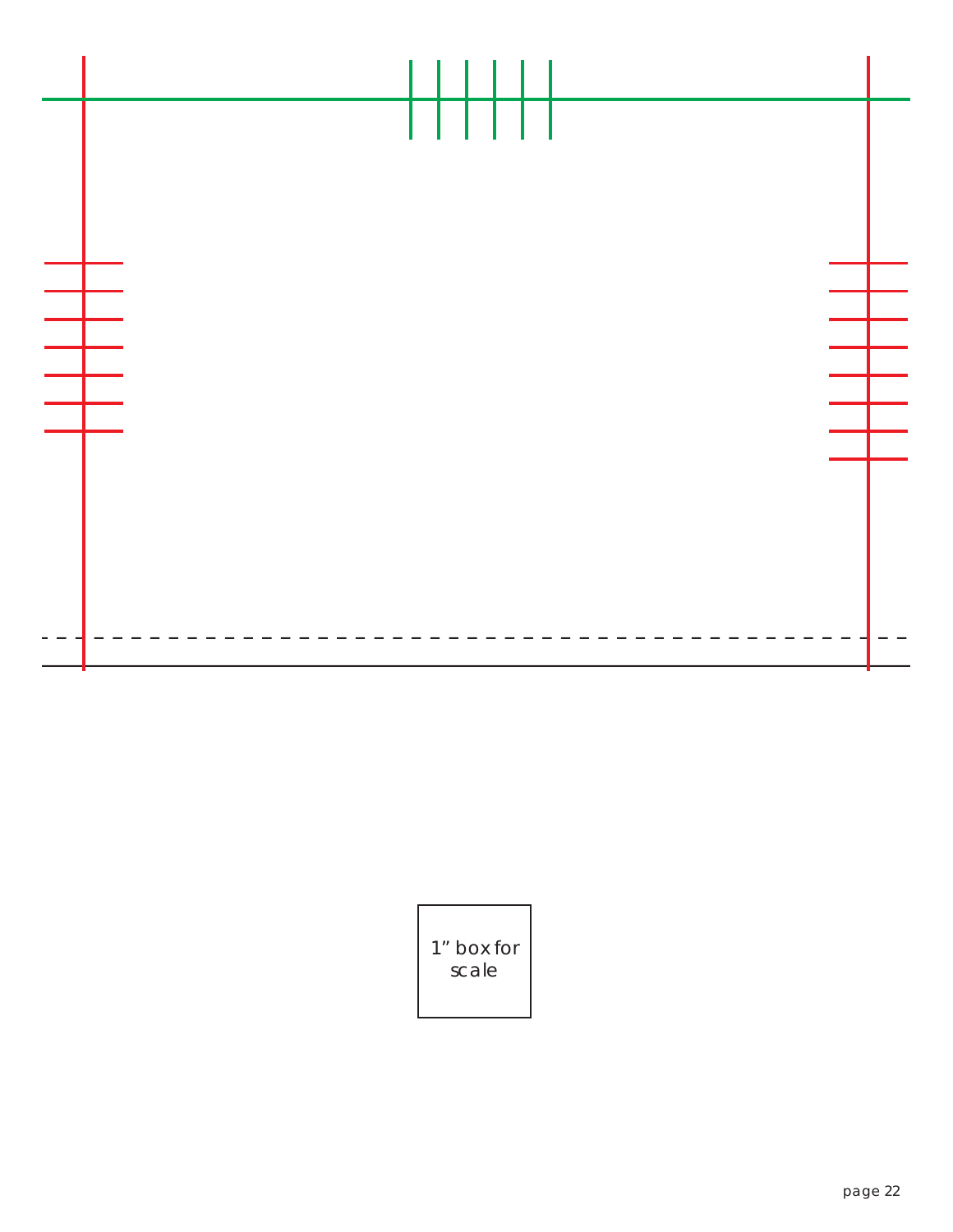1” box for scale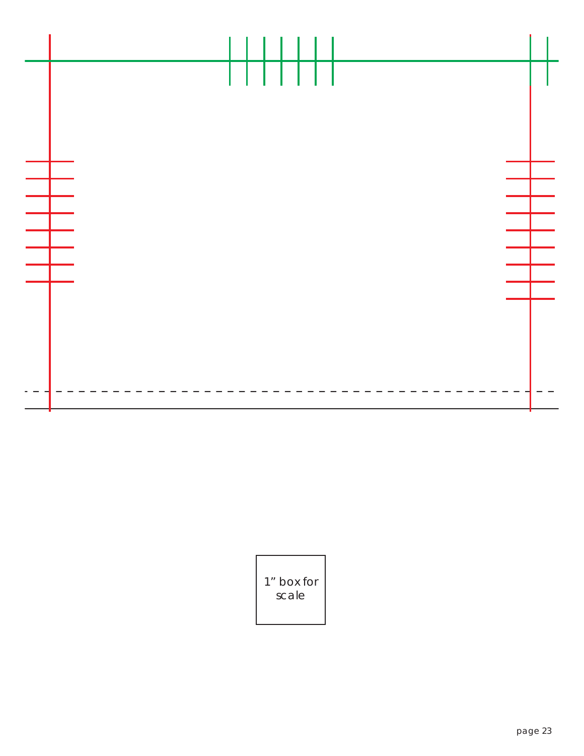1” box for scale